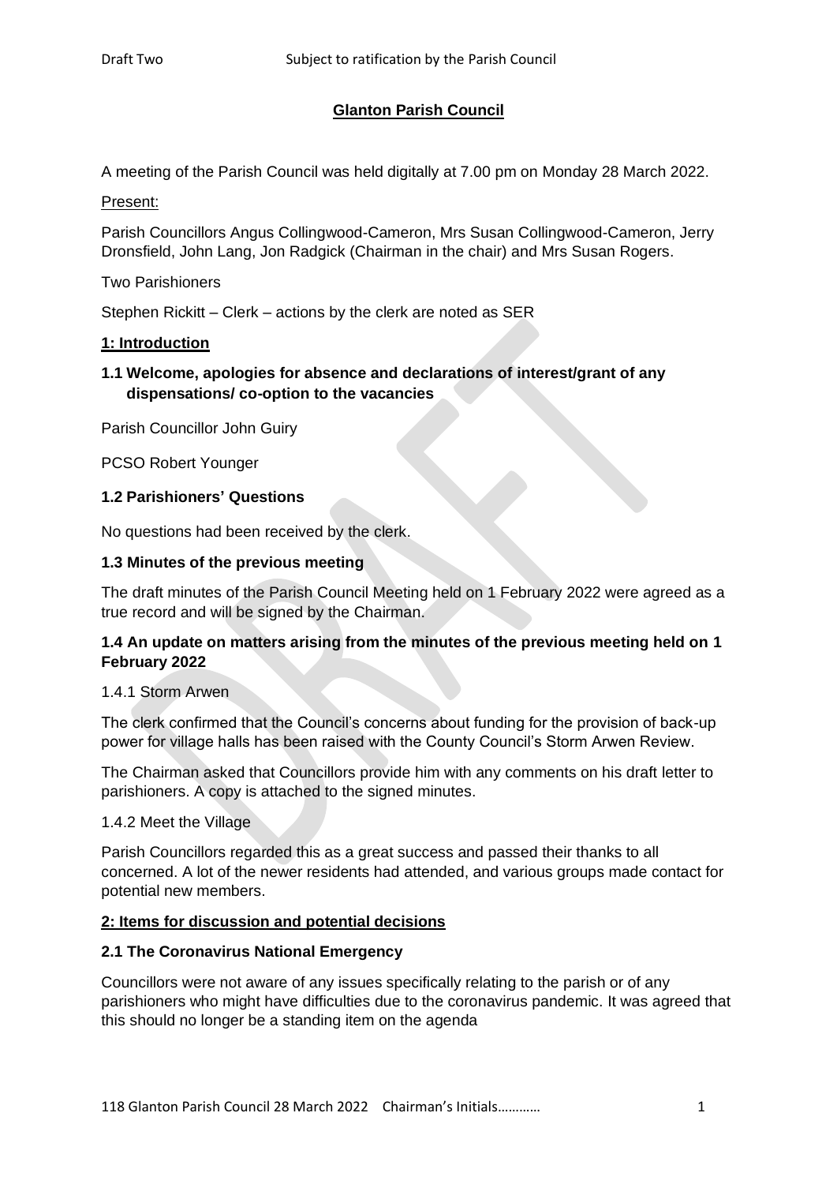Draft Two Subject to ratification by the Parish Council

# Glanton Parish Council

A meeting of the Parish Council was held digitally at 7.00 pm on Monday 28 March 2022.

Present:

Parish Councillors Angus Collingwood-Cameron, Mrs Susan Collingwood-Cameron, Jerry Dronsfield, John Lang, Jon Radgick (Chairman in the chair) and Mrs Susan Rogers.

Two Parishioners

Stephen Rickitt – Clerk – actions by the clerk are noted as SER

## 1: Introduction

### 1.1 Welcome, apologies for absence and declarations of interest/grant of any dispensations/ co-option to the vacancies

Parish Councillor John Guiry

PCSO Robert Younger

### 1.2 Parishioners' Questions

No questions had been received by the clerk.

### 1.3 Minutes of the previous meeting

The draft minutes of the Parish Council Meeting held on 1 February 2022 were agreed as a true record and will be signed by the Chairman.

### 1.4 An update on matters arising from the minutes of the previous meeting held on 1 February 2022

1.4.1 Storm Arwen

The clerk confirmed that the Council's concerns about funding for the provision of back-up power for village halls has been raised with the County Council's Storm Arwen Review.

The Chairman asked that Councillors provide him with any comments on his draft letter to parishioners. A copy is attached to the signed minutes.

1.4.2 Meet the Village

Parish Councillors regarded this as a great success and passed their thanks to all concerned. A lot of the newer residents had attended, and various groups made contact for potential new members.

## 2: Items for discussion and potential decisions

### 2.1 The Coronavirus National Emergency

Councillors were not aware of any issues specifically relating to the parish or of any parishioners who might have difficulties due to the coronavirus pandemic. It was agreed that this should no longer be a standing item on the agenda

118 Glanton Parish Council 28 March 2022 Chairman's Initials…………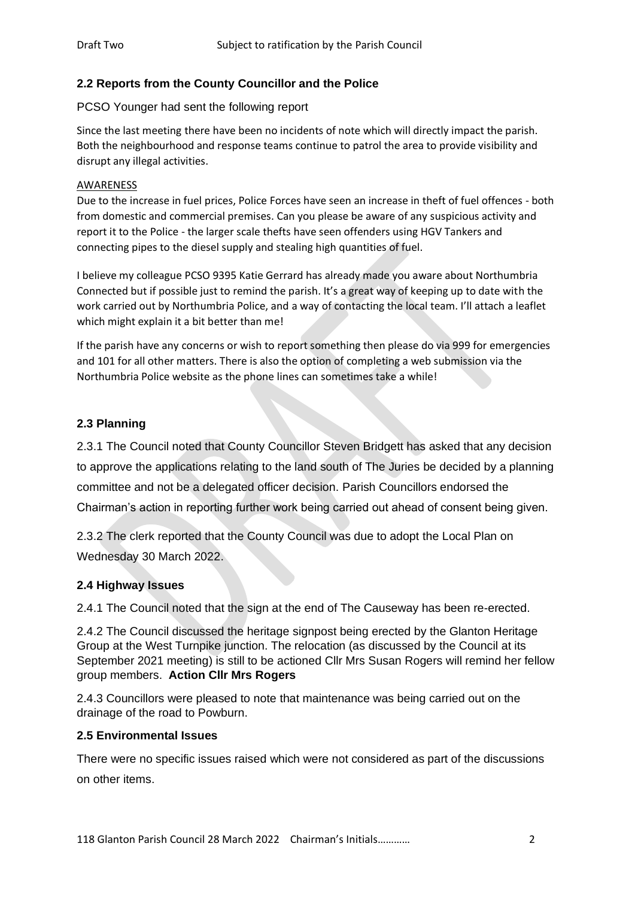## 2.2 Reports from the County Councillor and the Police

PCSO Younger had sent the following report

Since the last meeting there have been no incidents of note which will directly impact the parish. Both the neighbourhood and response teams continue to patrol the area to provide visibility and disrupt any illegal activities.

AWARENESS

Due to the increase in fuel prices, Police Forces have seen an increase in theft of fuel offences - both from domestic and commercial premises. Can you please be aware of any suspicious activity and report it to the Police - the larger scale thefts have seen offenders using HGV Tankers and connecting pipes to the diesel supply and stealing high quantities of fuel.

I believe my colleague PCSO 9395 Katie Gerrard has already made you aware about Northumbria Connected but if possible just to remind the parish. It's a great way of keeping up to date with the work carried out by Northumbria Police, and a way of contacting the local team. I'll attach a leaflet which might explain it a bit better than me!

If the parish have any concerns or wish to report something then please do via 999 for emergencies and 101 for all other matters. There is also the option of completing a web submission via the Northumbria Police website as the phone lines can sometimes take a while!

## 2.3 Planning

2.3.1 The Council noted that County Councillor Steven Bridgett has asked that any decision to approve the applications relating to the land south of The Juries be decided by a planning committee and not be a delegated officer decision. Parish Councillors endorsed the Chairman's action in reporting further work being carried out ahead of consent being given.

2.3.2 The clerk reported that the County Council was due to adopt the Local Plan on Wednesday 30 March 2022.

## 2.4 Highway Issues

2.4.1 The Council noted that the sign at the end of The Causeway has been re-erected.

2.4.2 The Council discussed the heritage signpost being erected by the Glanton Heritage Group at the West Turnpike junction. The relocation (as discussed by the Council at its September 2021 meeting) is still to be actioned Cllr Mrs Susan Rogers will remind her fellow group members. **Action Cllr Mrs Rogers**

2.4.3 Councillors were pleased to note that maintenance was being carried out on the drainage of the road to Powburn.

## 2.5 Environmental Issues

There were no specific issues raised which were not considered as part of the discussions on other items.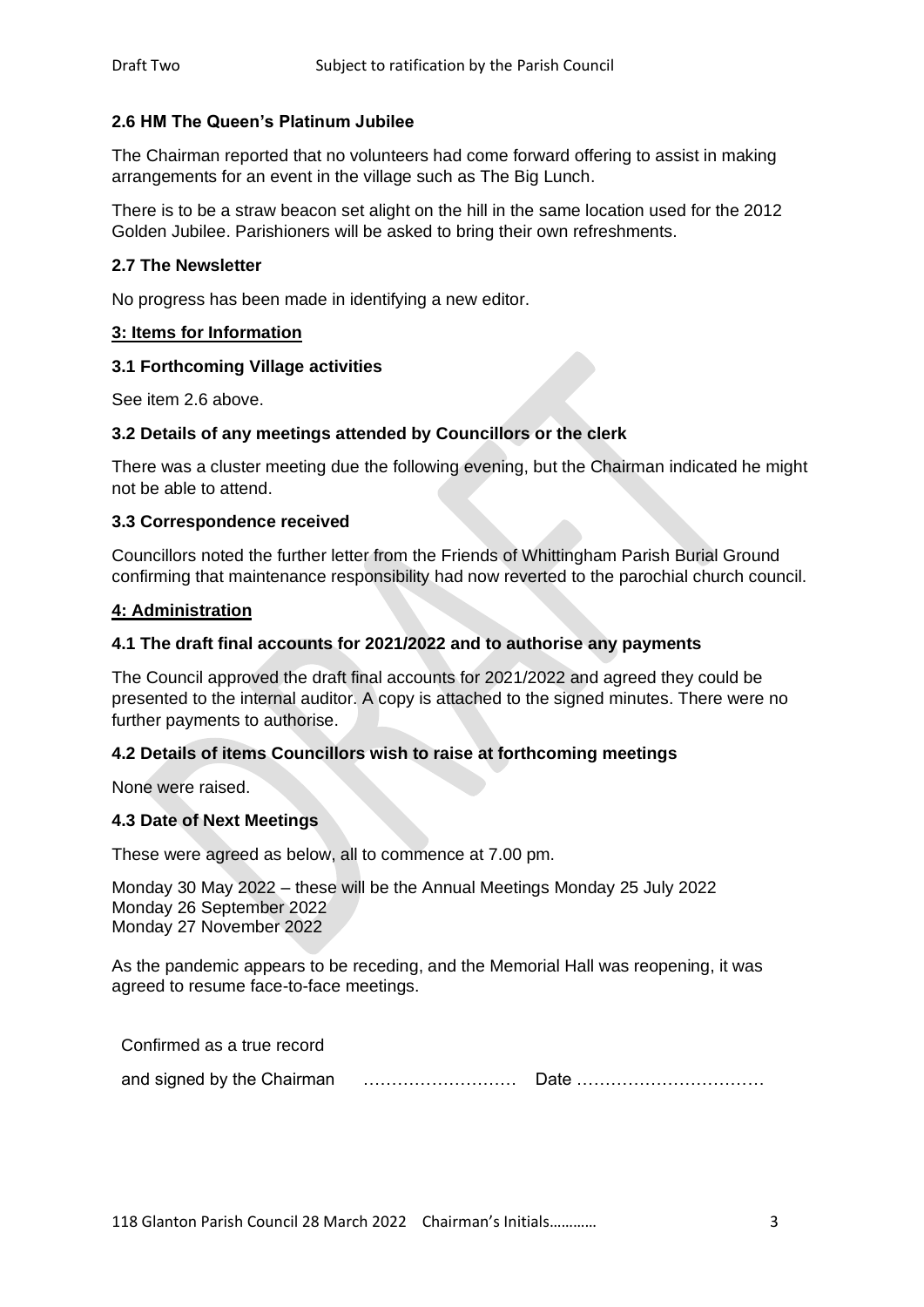### 2.6 HM The Queen's Platinum Jubilee

The Chairman reported that no volunteers had come forward offering to assist in making arrangements for an event in the village such as The Big Lunch.

There is to be a straw beacon set alight on the hill in the same location used for the 2012 Golden Jubilee. Parishioners will be asked to bring their own refreshments.

### 2.7 The Newsletter

No progress has been made in identifying a new editor.

## 3: Items for Information

### 3.1 Forthcoming Village activities

See item 2.6 above.

### 3.2 Details of any meetings attended by Councillors or the clerk

There was a cluster meeting due the following evening, but the Chairman indicated he might not be able to attend.

### 3.3 Correspondence received

Councillors noted the further letter from the Friends of Whittingham Parish Burial Ground confirming that maintenance responsibility had now reverted to the parochial church council.

## 4: Administration

### 4.1 The draft final accounts for 2021/2022 and to authorise any payments

The Council approved the draft final accounts for 2021/2022 and agreed they could be presented to the internal auditor. A copy is attached to the signed minutes. There were no further payments to authorise.

### 4.2 Details of items Councillors wish to raise at forthcoming meetings

None were raised.

### 4.3 Date of Next Meetings

These were agreed as below, all to commence at 7.00 pm.

Monday 30 May 2022 – these will be the Annual Meetings Monday 25 July 2022
Monday 26 September 2022
Monday 27 November 2022

As the pandemic appears to be receding, and the Memorial Hall was reopening, it was agreed to resume face-to-face meetings.

Confirmed as a true record

and signed by the Chairman ……………………… Date ……………………………